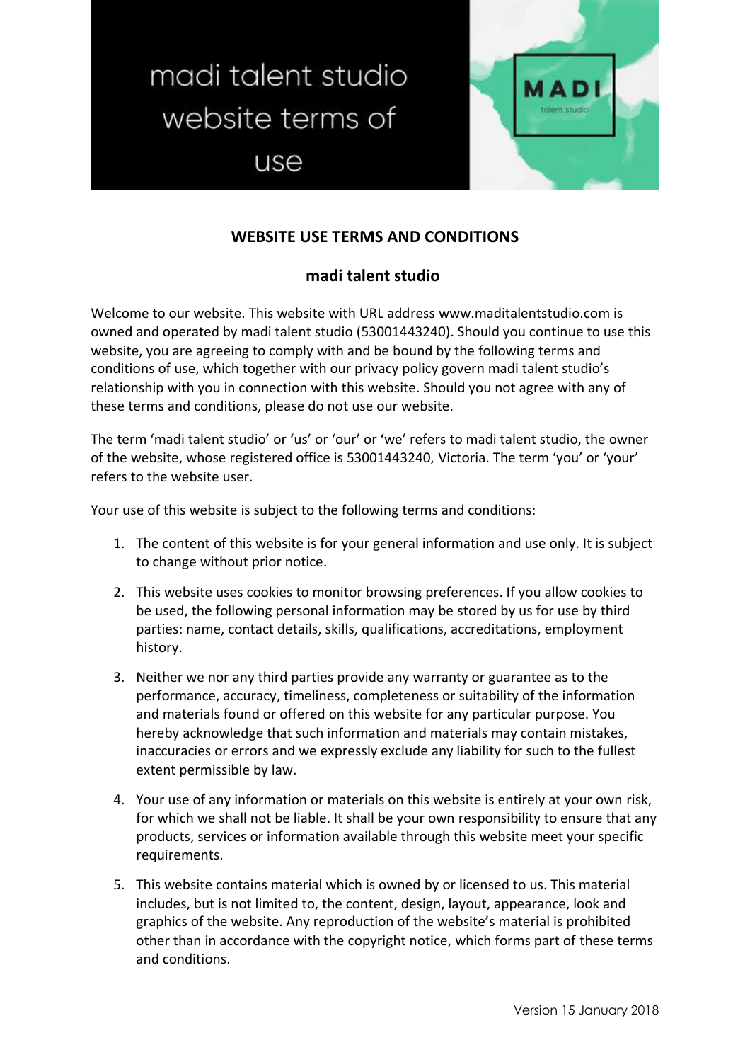# madi talent studio website terms of use

## WEBSITE USE TERMS AND CONDITIONS

### madi talent studio

Welcome to our website. This website with URL address www.maditalentstudio.com is owned and operated by madi talent studio (53001443240). Should you continue to use this website, you are agreeing to comply with and be bound by the following terms and conditions of use, which together with our privacy policy govern madi talent studio's relationship with you in connection with this website. Should you not agree with any of these terms and conditions, please do not use our website.

The term 'madi talent studio' or 'us' or 'our' or 'we' refers to madi talent studio, the owner of the website, whose registered office is 53001443240, Victoria. The term 'you' or 'your' refers to the website user.

Your use of this website is subject to the following terms and conditions:

1. The content of this website is for your general information and use only. It is subject to change without prior notice.
2. This website uses cookies to monitor browsing preferences. If you allow cookies to be used, the following personal information may be stored by us for use by third parties: name, contact details, skills, qualifications, accreditations, employment history.
3. Neither we nor any third parties provide any warranty or guarantee as to the performance, accuracy, timeliness, completeness or suitability of the information and materials found or offered on this website for any particular purpose. You hereby acknowledge that such information and materials may contain mistakes, inaccuracies or errors and we expressly exclude any liability for such to the fullest extent permissible by law.
4. Your use of any information or materials on this website is entirely at your own risk, for which we shall not be liable. It shall be your own responsibility to ensure that any products, services or information available through this website meet your specific requirements.
5. This website contains material which is owned by or licensed to us. This material includes, but is not limited to, the content, design, layout, appearance, look and graphics of the website. Any reproduction of the website's material is prohibited other than in accordance with the copyright notice, which forms part of these terms and conditions.

Version 15 January 2018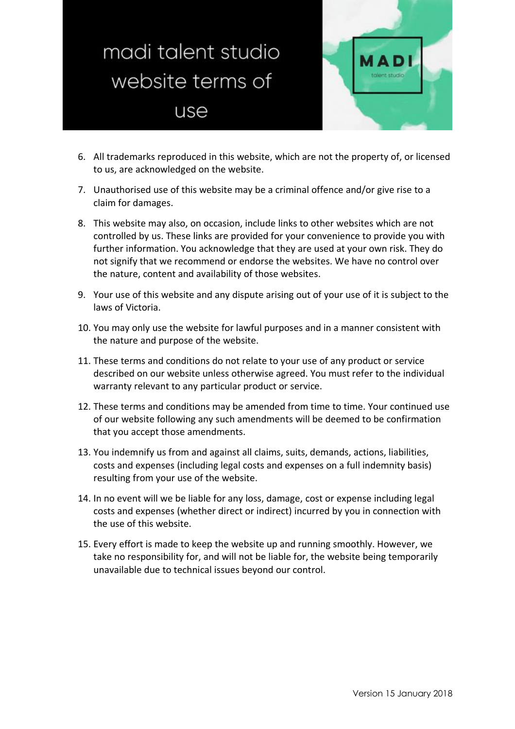6. All trademarks reproduced in this website, which are not the property of, or licensed to us, are acknowledged on the website.
7. Unauthorised use of this website may be a criminal offence and/or give rise to a claim for damages.
8. This website may also, on occasion, include links to other websites which are not controlled by us. These links are provided for your convenience to provide you with further information. You acknowledge that they are used at your own risk. They do not signify that we recommend or endorse the websites. We have no control over the nature, content and availability of those websites.
9. Your use of this website and any dispute arising out of your use of it is subject to the laws of Victoria.
10. You may only use the website for lawful purposes and in a manner consistent with the nature and purpose of the website.
11. These terms and conditions do not relate to your use of any product or service described on our website unless otherwise agreed. You must refer to the individual warranty relevant to any particular product or service.
12. These terms and conditions may be amended from time to time. Your continued use of our website following any such amendments will be deemed to be confirmation that you accept those amendments.
13. You indemnify us from and against all claims, suits, demands, actions, liabilities, costs and expenses (including legal costs and expenses on a full indemnity basis) resulting from your use of the website.
14. In no event will we be liable for any loss, damage, cost or expense including legal costs and expenses (whether direct or indirect) incurred by you in connection with the use of this website.
15. Every effort is made to keep the website up and running smoothly. However, we take no responsibility for, and will not be liable for, the website being temporarily unavailable due to technical issues beyond our control.